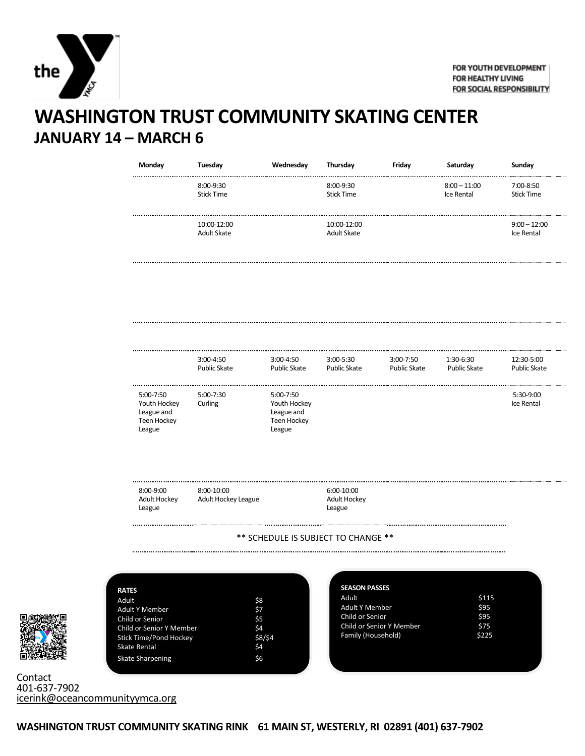FOR YOUTH DEVELOPMENT
FOR HEALTHY LIVING
FOR SOCIAL RESPONSIBILITY

# WASHINGTON TRUST COMMUNITY SKATING CENTER

## JANUARY 14 – MARCH 6

| Monday | Tuesday | Wednesday | Thursday | Friday | Saturday | Sunday |
|---|---|---|---|---|---|---|
| | 8:00-9:30 Stick Time | | 8:00-9:30 Stick Time | | 8:00 – 11:00 Ice Rental | 7:00-8:50 Stick Time |
| | 10:00-12:00 Adult Skate | | 10:00-12:00 Adult Skate | | | 9:00 – 12:00 Ice Rental |
| | | | | | | |
| | 3:00-4:50 Public Skate | 3:00-4:50 Public Skate | 3:00-5:30 Public Skate | 3:00-7:50 Public Skate | 1:30-6:30 Public Skate | 12:30-5:00 Public Skate |
| 5:00-7:50 Youth Hockey League and Teen Hockey League | 5:00-7:30 Curling | 5:00-7:50 Youth Hockey League and Teen Hockey League | | | | 5:30-9:00 Ice Rental |
| 8:00-9:00 Adult Hockey League | 8:00-10:00 Adult Hockey League | | 6:00-10:00 Adult Hockey League | | | |

** SCHEDULE IS SUBJECT TO CHANGE **

**RATES**

| | |
|---|---|
| Adult | $8 |
| Adult Y Member | $7 |
| Child or Senior | $5 |
| Child or Senior Y Member | $4 |
| Stick Time/Pond Hockey | $8/$4 |
| Skate Rental | $4 |
| Skate Sharpening | $6 |

**SEASON PASSES**

| | |
|---|---|
| Adult | $115 |
| Adult Y Member | $95 |
| Child or Senior | $95 |
| Child or Senior Y Member | $75 |
| Family (Household) | $225 |

Contact
401-637-7902
icerink@oceancommunityymca.org

**WASHINGTON TRUST COMMUNITY SKATING RINK 61 MAIN ST, WESTERLY, RI 02891 (401) 637-7902**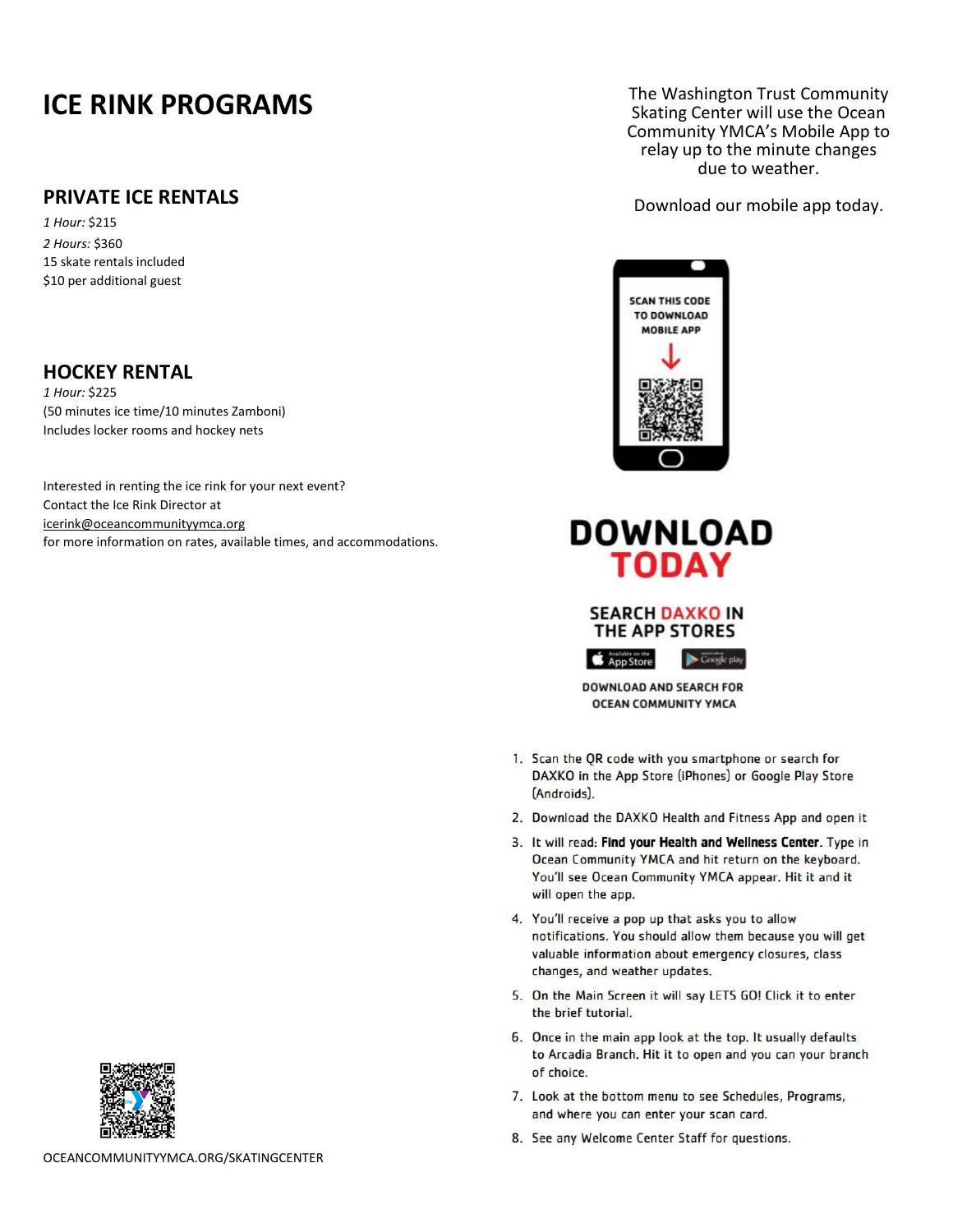# ICE RINK PROGRAMS

## PRIVATE ICE RENTALS

*1 Hour:* $215
*2 Hours:* $360
15 skate rentals included
$10 per additional guest

## HOCKEY RENTAL

*1 Hour:* $225
(50 minutes ice time/10 minutes Zamboni)
Includes locker rooms and hockey nets

Interested in renting the ice rink for your next event?
Contact the Ice Rink Director at
icerink@oceancommunityymca.org
for more information on rates, available times, and accommodations.

OCEANCOMMUNITYYMCA.ORG/SKATINGCENTER

The Washington Trust Community Skating Center will use the Ocean Community YMCA's Mobile App to relay up to the minute changes due to weather.

Download our mobile app today.

SCAN THIS CODE TO DOWNLOAD MOBILE APP

**DOWNLOAD TODAY**

**SEARCH DAXKO IN THE APP STORES**

DOWNLOAD AND SEARCH FOR OCEAN COMMUNITY YMCA

1. Scan the QR code with you smartphone or search for DAXKO in the App Store (iPhones) or Google Play Store (Androids).
2. Download the DAXKO Health and Fitness App and open it
3. It will read: **Find your Health and Wellness Center**. Type in Ocean Community YMCA and hit return on the keyboard. You'll see Ocean Community YMCA appear. Hit it and it will open the app.
4. You'll receive a pop up that asks you to allow notifications. You should allow them because you will get valuable information about emergency closures, class changes, and weather updates.
5. On the Main Screen it will say LETS GO! Click it to enter the brief tutorial.
6. Once in the main app look at the top. It usually defaults to Arcadia Branch. Hit it to open and you can your branch of choice.
7. Look at the bottom menu to see Schedules, Programs, and where you can enter your scan card.
8. See any Welcome Center Staff for questions.